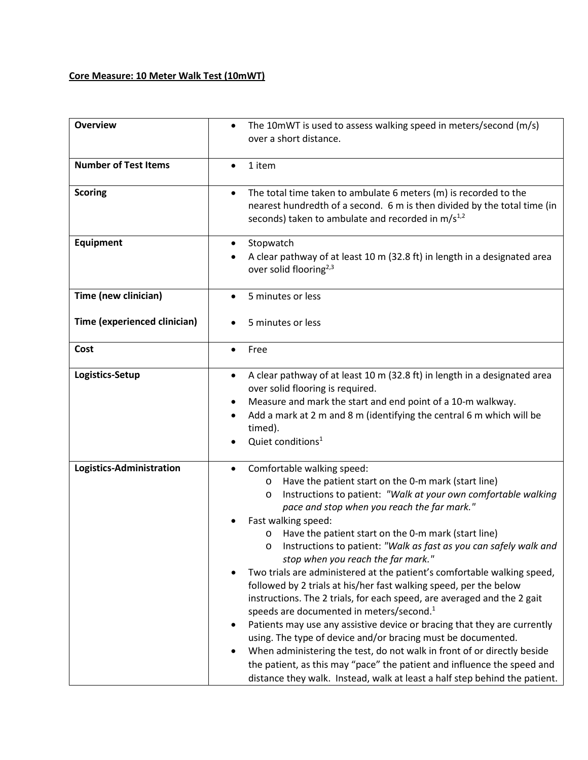**Core Measure: 10 Meter Walk Test (10mWT)**

| | |
|---|---|
| **Overview** | • The 10mWT is used to assess walking speed in meters/second (m/s) over a short distance. |
| **Number of Test Items** | • 1 item |
| **Scoring** | • The total time taken to ambulate 6 meters (m) is recorded to the nearest hundredth of a second. 6 m is then divided by the total time (in seconds) taken to ambulate and recorded in m/s[1,2] |
| **Equipment** | • Stopwatch<br>• A clear pathway of at least 10 m (32.8 ft) in length in a designated area over solid flooring[2,3] |
| **Time (new clinician)**<br><br>**Time (experienced clinician)** | • 5 minutes or less<br><br>• 5 minutes or less |
| **Cost** | • Free |
| **Logistics-Setup** | • A clear pathway of at least 10 m (32.8 ft) in length in a designated area over solid flooring is required.<br>• Measure and mark the start and end point of a 10-m walkway.<br>• Add a mark at 2 m and 8 m (identifying the central 6 m which will be timed).<br>• Quiet conditions[1] |
| **Logistics-Administration** | • Comfortable walking speed:<br>  o Have the patient start on the 0-m mark (start line)<br>  o Instructions to patient: *"Walk at your own comfortable walking pace and stop when you reach the far mark."*<br>• Fast walking speed:<br>  o Have the patient start on the 0-m mark (start line)<br>  o Instructions to patient: *"Walk as fast as you can safely walk and stop when you reach the far mark."*<br>• Two trials are administered at the patient's comfortable walking speed, followed by 2 trials at his/her fast walking speed, per the below instructions. The 2 trials, for each speed, are averaged and the 2 gait speeds are documented in meters/second.[1]<br>• Patients may use any assistive device or bracing that they are currently using. The type of device and/or bracing must be documented.<br>• When administering the test, do not walk in front of or directly beside the patient, as this may "pace" the patient and influence the speed and distance they walk. Instead, walk at least a half step behind the patient. |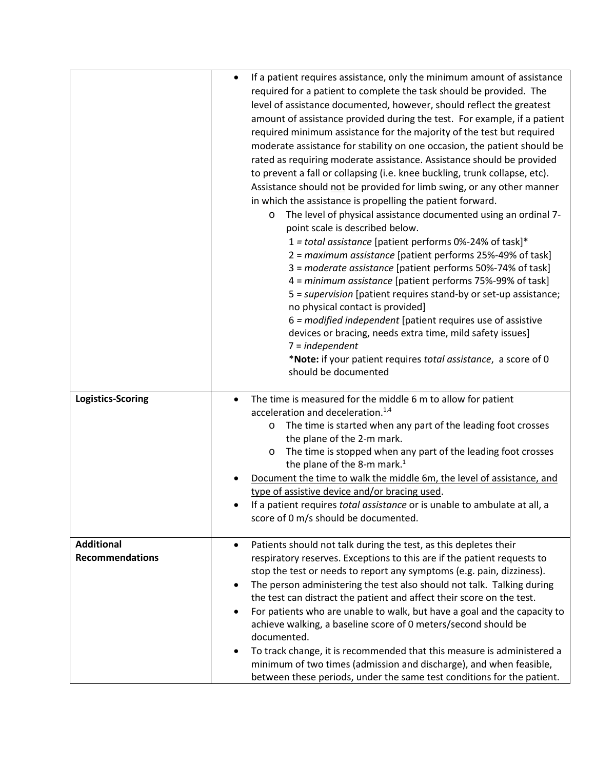| | |
|---|---|
| | • If a patient requires assistance, only the minimum amount of assistance required for a patient to complete the task should be provided. The level of assistance documented, however, should reflect the greatest amount of assistance provided during the test. For example, if a patient required minimum assistance for the majority of the test but required moderate assistance for stability on one occasion, the patient should be rated as requiring moderate assistance. Assistance should be provided to prevent a fall or collapsing (i.e. knee buckling, trunk collapse, etc). Assistance should <u>not</u> be provided for limb swing, or any other manner in which the assistance is propelling the patient forward.<br>&nbsp;&nbsp;o The level of physical assistance documented using an ordinal 7-point scale is described below.<br>&nbsp;&nbsp;&nbsp;&nbsp;1 = *total assistance* [patient performs 0%-24% of task]*<br>&nbsp;&nbsp;&nbsp;&nbsp;2 = *maximum assistance* [patient performs 25%-49% of task]<br>&nbsp;&nbsp;&nbsp;&nbsp;3 = *moderate assistance* [patient performs 50%-74% of task]<br>&nbsp;&nbsp;&nbsp;&nbsp;4 = *minimum assistance* [patient performs 75%-99% of task]<br>&nbsp;&nbsp;&nbsp;&nbsp;5 = *supervision* [patient requires stand-by or set-up assistance; no physical contact is provided]<br>&nbsp;&nbsp;&nbsp;&nbsp;6 = *modified independent* [patient requires use of assistive devices or bracing, needs extra time, mild safety issues]<br>&nbsp;&nbsp;&nbsp;&nbsp;7 = *independent*<br>&nbsp;&nbsp;&nbsp;&nbsp;***Note:** if your patient requires *total assistance*, a score of 0 should be documented |
| **Logistics-Scoring** | • The time is measured for the middle 6 m to allow for patient acceleration and deceleration.[1,4]<br>&nbsp;&nbsp;o The time is started when any part of the leading foot crosses the plane of the 2-m mark.<br>&nbsp;&nbsp;o The time is stopped when any part of the leading foot crosses the plane of the 8-m mark.[1]<br>• <u>Document the time to walk the middle 6m, the level of assistance, and type of assistive device and/or bracing used</u>.<br>• If a patient requires *total assistance* or is unable to ambulate at all, a score of 0 m/s should be documented. |
| **Additional Recommendations** | • Patients should not talk during the test, as this depletes their respiratory reserves. Exceptions to this are if the patient requests to stop the test or needs to report any symptoms (e.g. pain, dizziness).<br>• The person administering the test also should not talk. Talking during the test can distract the patient and affect their score on the test.<br>• For patients who are unable to walk, but have a goal and the capacity to achieve walking, a baseline score of 0 meters/second should be documented.<br>• To track change, it is recommended that this measure is administered a minimum of two times (admission and discharge), and when feasible, between these periods, under the same test conditions for the patient. |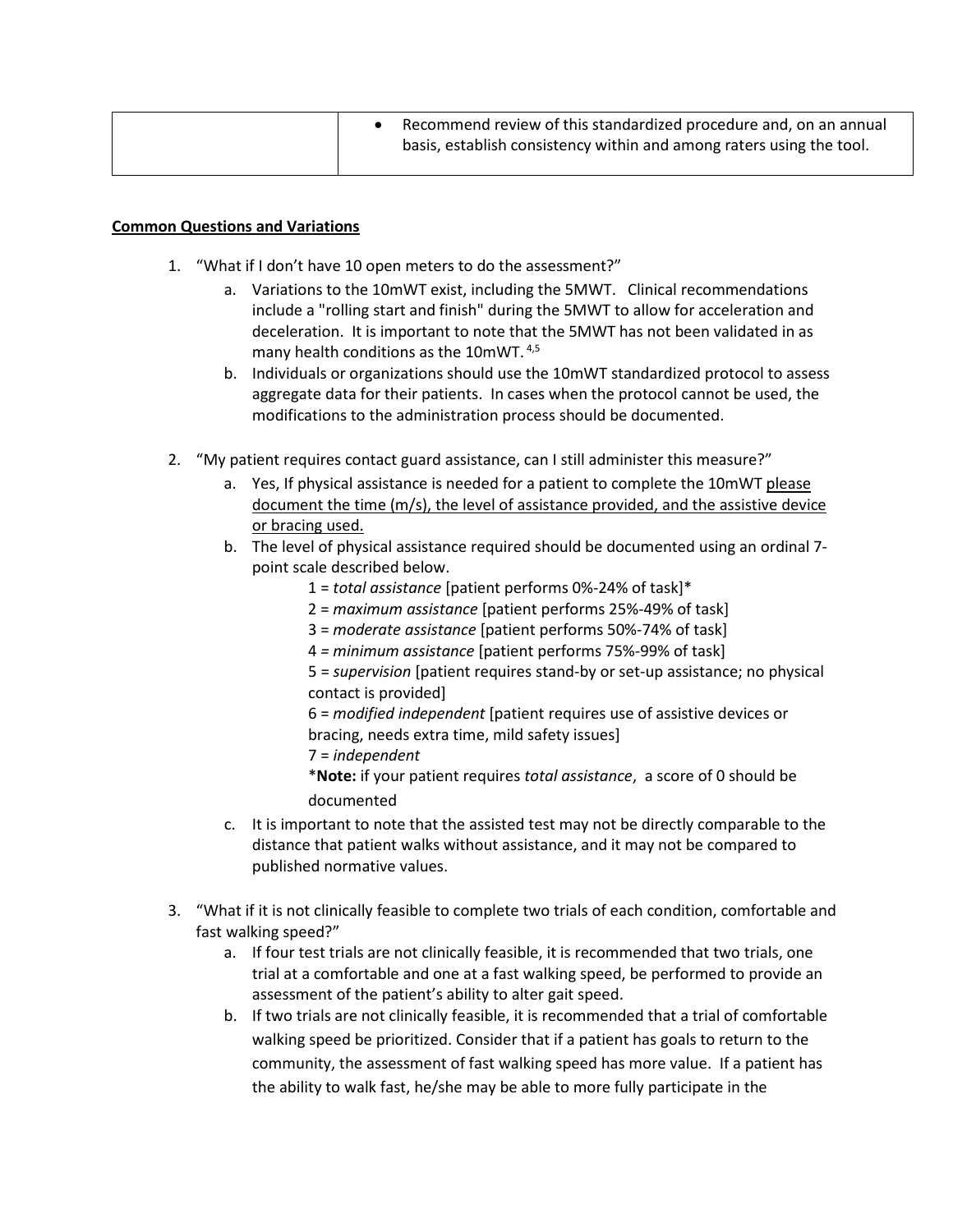| | |
|---|---|
| | • Recommend review of this standardized procedure and, on an annual basis, establish consistency within and among raters using the tool. |

**Common Questions and Variations**

1. "What if I don't have 10 open meters to do the assessment?"
   a. Variations to the 10mWT exist, including the 5MWT. Clinical recommendations include a "rolling start and finish" during the 5MWT to allow for acceleration and deceleration. It is important to note that the 5MWT has not been validated in as many health conditions as the 10mWT. [4,5]
   b. Individuals or organizations should use the 10mWT standardized protocol to assess aggregate data for their patients. In cases when the protocol cannot be used, the modifications to the administration process should be documented.

2. "My patient requires contact guard assistance, can I still administer this measure?"
   a. Yes, If physical assistance is needed for a patient to complete the 10mWT please document the time (m/s), the level of assistance provided, and the assistive device or bracing used.
   b. The level of physical assistance required should be documented using an ordinal 7-point scale described below.
      1 = *total assistance* [patient performs 0%-24% of task]*
      2 = *maximum assistance* [patient performs 25%-49% of task]
      3 = *moderate assistance* [patient performs 50%-74% of task]
      4 = *minimum assistance* [patient performs 75%-99% of task]
      5 = *supervision* [patient requires stand-by or set-up assistance; no physical contact is provided]
      6 = *modified independent* [patient requires use of assistive devices or bracing, needs extra time, mild safety issues]
      7 = *independent*
      ***Note:** if your patient requires *total assistance*, a score of 0 should be documented
   c. It is important to note that the assisted test may not be directly comparable to the distance that patient walks without assistance, and it may not be compared to published normative values.

3. "What if it is not clinically feasible to complete two trials of each condition, comfortable and fast walking speed?"
   a. If four test trials are not clinically feasible, it is recommended that two trials, one trial at a comfortable and one at a fast walking speed, be performed to provide an assessment of the patient's ability to alter gait speed.
   b. If two trials are not clinically feasible, it is recommended that a trial of comfortable walking speed be prioritized. Consider that if a patient has goals to return to the community, the assessment of fast walking speed has more value. If a patient has the ability to walk fast, he/she may be able to more fully participate in the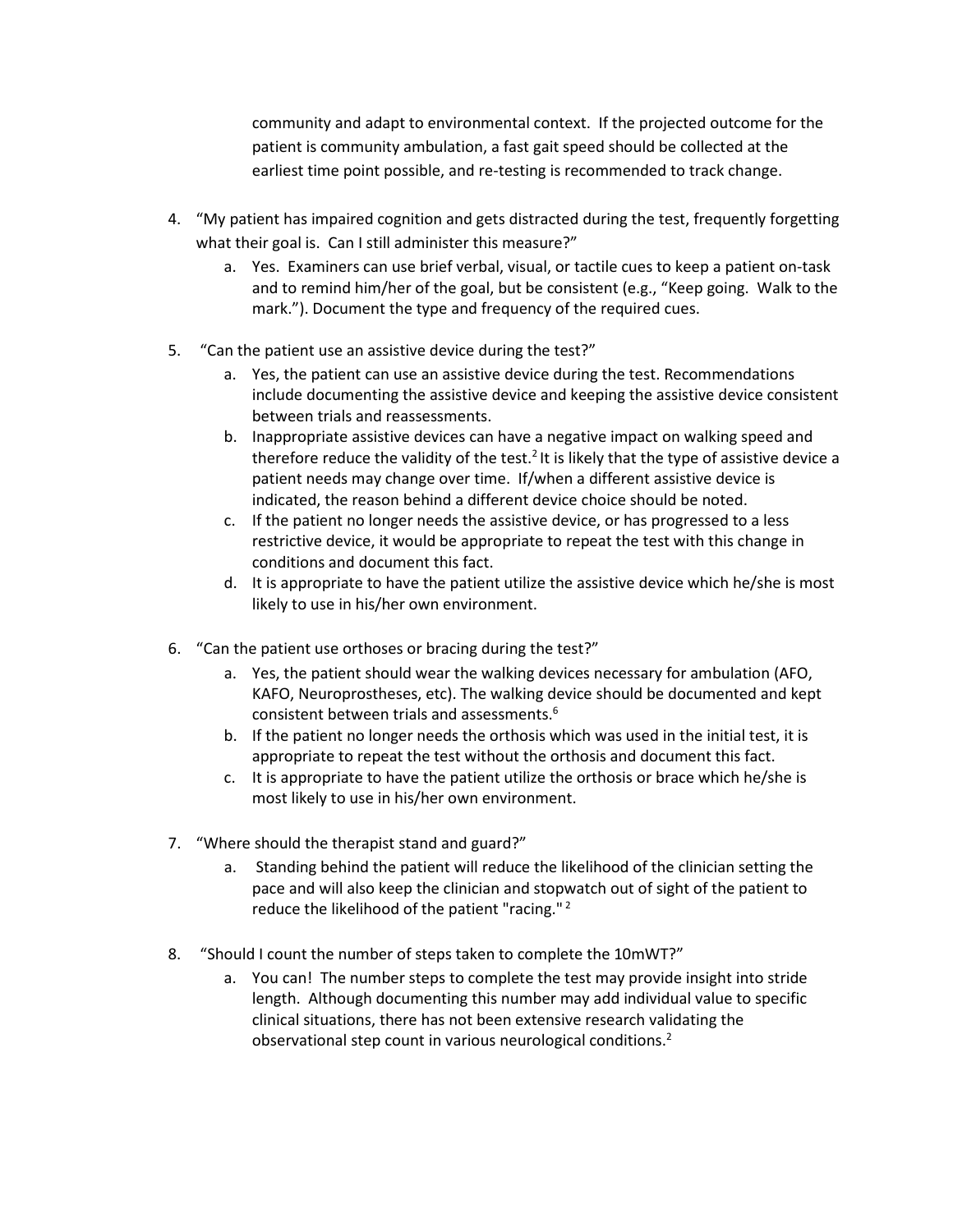community and adapt to environmental context. If the projected outcome for the patient is community ambulation, a fast gait speed should be collected at the earliest time point possible, and re-testing is recommended to track change.

4. "My patient has impaired cognition and gets distracted during the test, frequently forgetting what their goal is. Can I still administer this measure?"
   a. Yes. Examiners can use brief verbal, visual, or tactile cues to keep a patient on-task and to remind him/her of the goal, but be consistent (e.g., "Keep going. Walk to the mark."). Document the type and frequency of the required cues.

5. "Can the patient use an assistive device during the test?"
   a. Yes, the patient can use an assistive device during the test. Recommendations include documenting the assistive device and keeping the assistive device consistent between trials and reassessments.
   b. Inappropriate assistive devices can have a negative impact on walking speed and therefore reduce the validity of the test.[2] It is likely that the type of assistive device a patient needs may change over time. If/when a different assistive device is indicated, the reason behind a different device choice should be noted.
   c. If the patient no longer needs the assistive device, or has progressed to a less restrictive device, it would be appropriate to repeat the test with this change in conditions and document this fact.
   d. It is appropriate to have the patient utilize the assistive device which he/she is most likely to use in his/her own environment.

6. "Can the patient use orthoses or bracing during the test?"
   a. Yes, the patient should wear the walking devices necessary for ambulation (AFO, KAFO, Neuroprostheses, etc). The walking device should be documented and kept consistent between trials and assessments.[6]
   b. If the patient no longer needs the orthosis which was used in the initial test, it is appropriate to repeat the test without the orthosis and document this fact.
   c. It is appropriate to have the patient utilize the orthosis or brace which he/she is most likely to use in his/her own environment.

7. "Where should the therapist stand and guard?"
   a. Standing behind the patient will reduce the likelihood of the clinician setting the pace and will also keep the clinician and stopwatch out of sight of the patient to reduce the likelihood of the patient "racing."[2]

8. "Should I count the number of steps taken to complete the 10mWT?"
   a. You can! The number steps to complete the test may provide insight into stride length. Although documenting this number may add individual value to specific clinical situations, there has not been extensive research validating the observational step count in various neurological conditions.[2]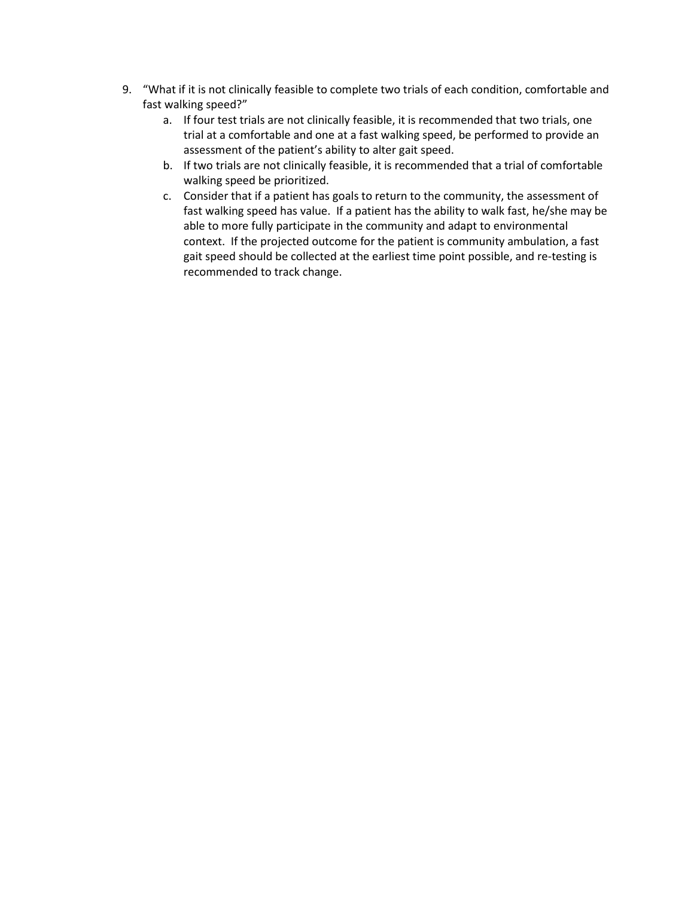9. "What if it is not clinically feasible to complete two trials of each condition, comfortable and fast walking speed?"
   a. If four test trials are not clinically feasible, it is recommended that two trials, one trial at a comfortable and one at a fast walking speed, be performed to provide an assessment of the patient's ability to alter gait speed.
   b. If two trials are not clinically feasible, it is recommended that a trial of comfortable walking speed be prioritized.
   c. Consider that if a patient has goals to return to the community, the assessment of fast walking speed has value. If a patient has the ability to walk fast, he/she may be able to more fully participate in the community and adapt to environmental context. If the projected outcome for the patient is community ambulation, a fast gait speed should be collected at the earliest time point possible, and re-testing is recommended to track change.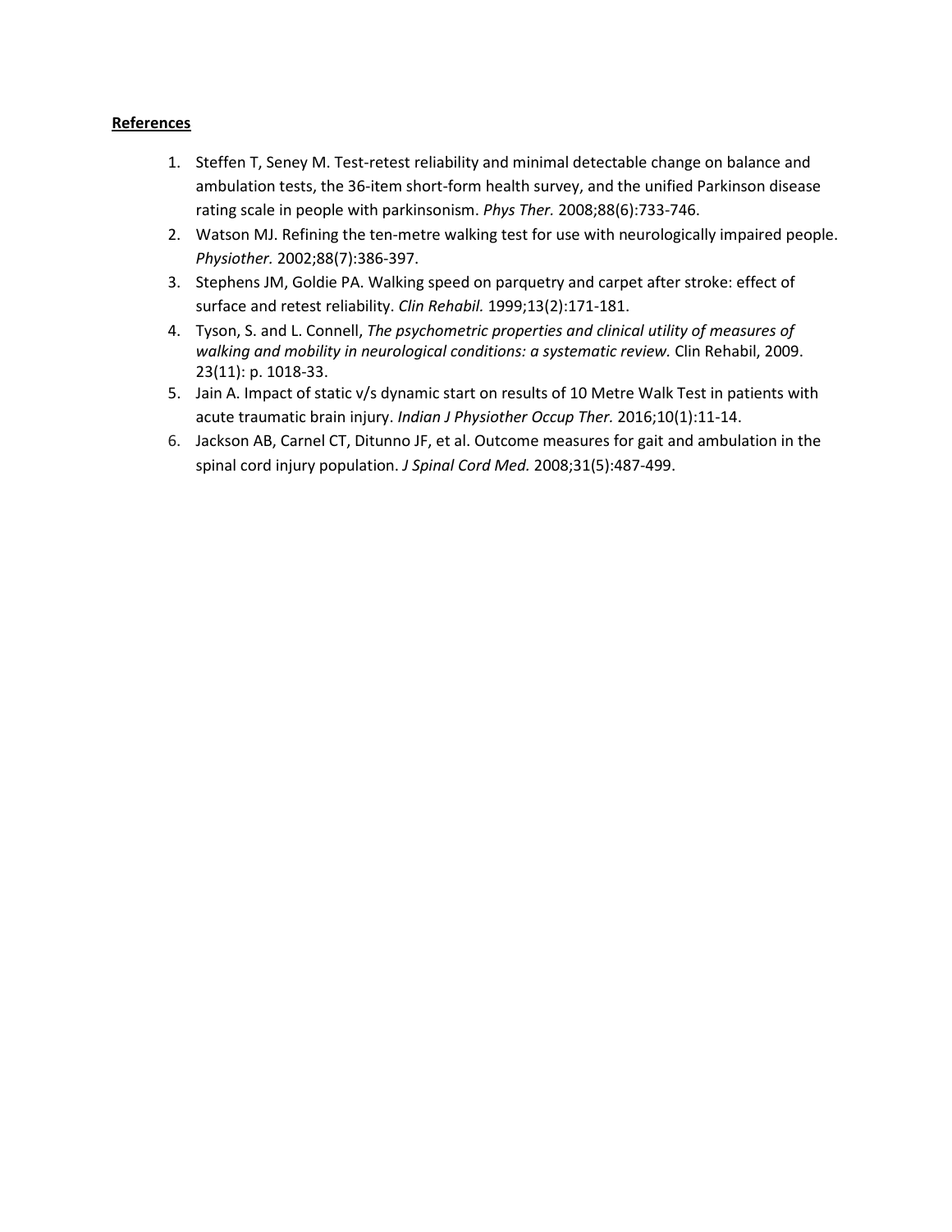**References**

1. Steffen T, Seney M. Test-retest reliability and minimal detectable change on balance and ambulation tests, the 36-item short-form health survey, and the unified Parkinson disease rating scale in people with parkinsonism. *Phys Ther.* 2008;88(6):733-746.
2. Watson MJ. Refining the ten-metre walking test for use with neurologically impaired people. *Physiother.* 2002;88(7):386-397.
3. Stephens JM, Goldie PA. Walking speed on parquetry and carpet after stroke: effect of surface and retest reliability. *Clin Rehabil.* 1999;13(2):171-181.
4. Tyson, S. and L. Connell, *The psychometric properties and clinical utility of measures of walking and mobility in neurological conditions: a systematic review.* Clin Rehabil, 2009. 23(11): p. 1018-33.
5. Jain A. Impact of static v/s dynamic start on results of 10 Metre Walk Test in patients with acute traumatic brain injury. *Indian J Physiother Occup Ther.* 2016;10(1):11-14.
6. Jackson AB, Carnel CT, Ditunno JF, et al. Outcome measures for gait and ambulation in the spinal cord injury population. *J Spinal Cord Med.* 2008;31(5):487-499.